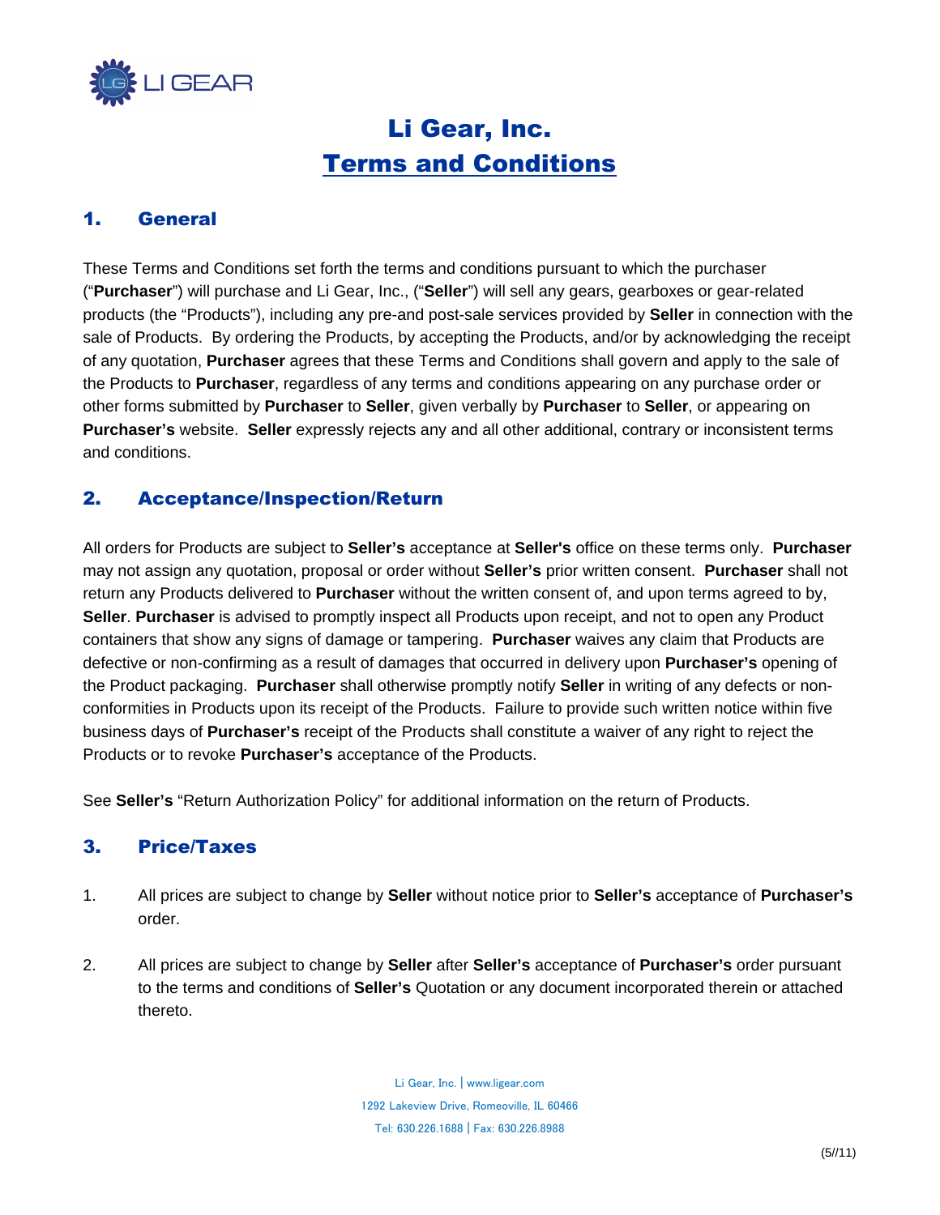# Li Gear, Inc.

# Terms and Conditions

## 1. General

These Terms and Conditions set forth the terms and conditions pursuant to which the purchaser ("**Purchaser**") will purchase and Li Gear, Inc., ("**Seller**") will sell any gears, gearboxes or gear-related products (the "Products"), including any pre-and post-sale services provided by **Seller** in connection with the sale of Products. By ordering the Products, by accepting the Products, and/or by acknowledging the receipt of any quotation, **Purchaser** agrees that these Terms and Conditions shall govern and apply to the sale of the Products to **Purchaser**, regardless of any terms and conditions appearing on any purchase order or other forms submitted by **Purchaser** to **Seller**, given verbally by **Purchaser** to **Seller**, or appearing on **Purchaser's** website. **Seller** expressly rejects any and all other additional, contrary or inconsistent terms and conditions.

## 2. Acceptance/Inspection/Return

All orders for Products are subject to **Seller's** acceptance at **Seller's** office on these terms only. **Purchaser** may not assign any quotation, proposal or order without **Seller's** prior written consent. **Purchaser** shall not return any Products delivered to **Purchaser** without the written consent of, and upon terms agreed to by, **Seller**. **Purchaser** is advised to promptly inspect all Products upon receipt, and not to open any Product containers that show any signs of damage or tampering. **Purchaser** waives any claim that Products are defective or non-confirming as a result of damages that occurred in delivery upon **Purchaser's** opening of the Product packaging. **Purchaser** shall otherwise promptly notify **Seller** in writing of any defects or non-conformities in Products upon its receipt of the Products. Failure to provide such written notice within five business days of **Purchaser's** receipt of the Products shall constitute a waiver of any right to reject the Products or to revoke **Purchaser's** acceptance of the Products.

See **Seller's** "Return Authorization Policy" for additional information on the return of Products.

## 3. Price/Taxes

1. All prices are subject to change by **Seller** without notice prior to **Seller's** acceptance of **Purchaser's** order.

2. All prices are subject to change by **Seller** after **Seller's** acceptance of **Purchaser's** order pursuant to the terms and conditions of **Seller's** Quotation or any document incorporated therein or attached thereto.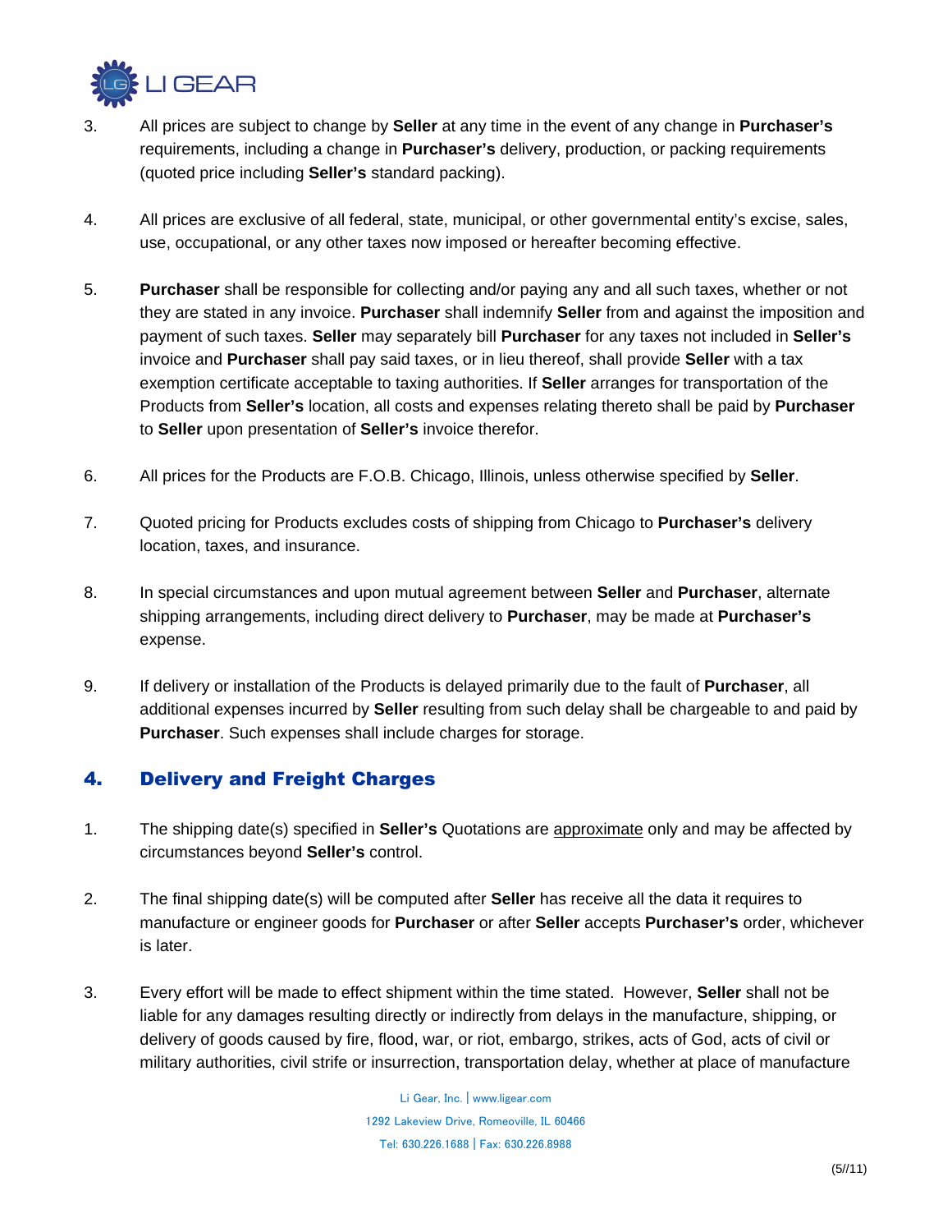3. All prices are subject to change by **Seller** at any time in the event of any change in **Purchaser's** requirements, including a change in **Purchaser's** delivery, production, or packing requirements (quoted price including **Seller's** standard packing).

4. All prices are exclusive of all federal, state, municipal, or other governmental entity's excise, sales, use, occupational, or any other taxes now imposed or hereafter becoming effective.

5. **Purchaser** shall be responsible for collecting and/or paying any and all such taxes, whether or not they are stated in any invoice. **Purchaser** shall indemnify **Seller** from and against the imposition and payment of such taxes. **Seller** may separately bill **Purchaser** for any taxes not included in **Seller's** invoice and **Purchaser** shall pay said taxes, or in lieu thereof, shall provide **Seller** with a tax exemption certificate acceptable to taxing authorities. If **Seller** arranges for transportation of the Products from **Seller's** location, all costs and expenses relating thereto shall be paid by **Purchaser** to **Seller** upon presentation of **Seller's** invoice therefor.

6. All prices for the Products are F.O.B. Chicago, Illinois, unless otherwise specified by **Seller**.

7. Quoted pricing for Products excludes costs of shipping from Chicago to **Purchaser's** delivery location, taxes, and insurance.

8. In special circumstances and upon mutual agreement between **Seller** and **Purchaser**, alternate shipping arrangements, including direct delivery to **Purchaser**, may be made at **Purchaser's** expense.

9. If delivery or installation of the Products is delayed primarily due to the fault of **Purchaser**, all additional expenses incurred by **Seller** resulting from such delay shall be chargeable to and paid by **Purchaser**. Such expenses shall include charges for storage.

## 4. Delivery and Freight Charges

1. The shipping date(s) specified in **Seller's** Quotations are approximate only and may be affected by circumstances beyond **Seller's** control.

2. The final shipping date(s) will be computed after **Seller** has receive all the data it requires to manufacture or engineer goods for **Purchaser** or after **Seller** accepts **Purchaser's** order, whichever is later.

3. Every effort will be made to effect shipment within the time stated. However, **Seller** shall not be liable for any damages resulting directly or indirectly from delays in the manufacture, shipping, or delivery of goods caused by fire, flood, war, or riot, embargo, strikes, acts of God, acts of civil or military authorities, civil strife or insurrection, transportation delay, whether at place of manufacture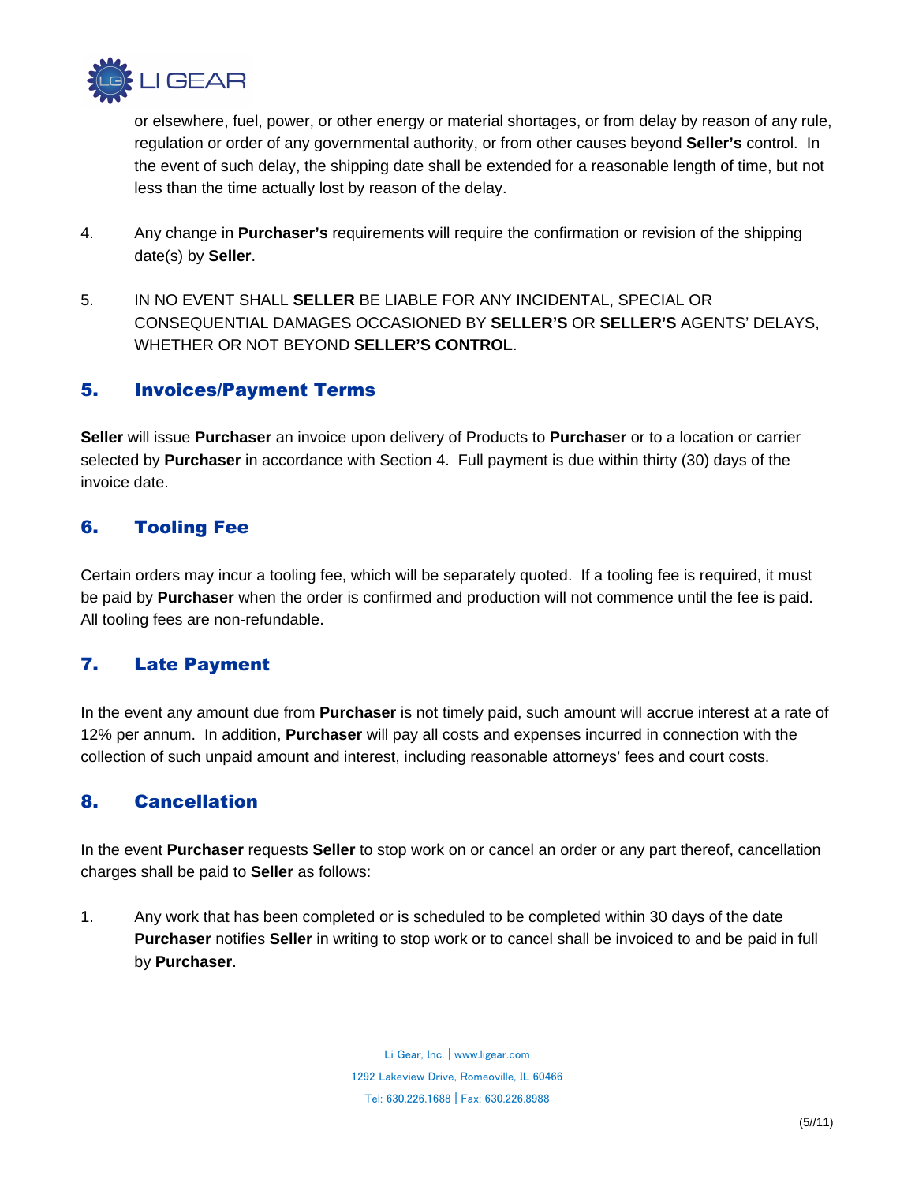or elsewhere, fuel, power, or other energy or material shortages, or from delay by reason of any rule, regulation or order of any governmental authority, or from other causes beyond **Seller's** control. In the event of such delay, the shipping date shall be extended for a reasonable length of time, but not less than the time actually lost by reason of the delay.

4. Any change in **Purchaser's** requirements will require the <u>confirmation</u> or <u>revision</u> of the shipping date(s) by **Seller**.

5. IN NO EVENT SHALL **SELLER** BE LIABLE FOR ANY INCIDENTAL, SPECIAL OR CONSEQUENTIAL DAMAGES OCCASIONED BY **SELLER'S** OR **SELLER'S** AGENTS' DELAYS, WHETHER OR NOT BEYOND **SELLER'S CONTROL**.

## 5. Invoices/Payment Terms

**Seller** will issue **Purchaser** an invoice upon delivery of Products to **Purchaser** or to a location or carrier selected by **Purchaser** in accordance with Section 4. Full payment is due within thirty (30) days of the invoice date.

## 6. Tooling Fee

Certain orders may incur a tooling fee, which will be separately quoted. If a tooling fee is required, it must be paid by **Purchaser** when the order is confirmed and production will not commence until the fee is paid. All tooling fees are non-refundable.

## 7. Late Payment

In the event any amount due from **Purchaser** is not timely paid, such amount will accrue interest at a rate of 12% per annum. In addition, **Purchaser** will pay all costs and expenses incurred in connection with the collection of such unpaid amount and interest, including reasonable attorneys' fees and court costs.

## 8. Cancellation

In the event **Purchaser** requests **Seller** to stop work on or cancel an order or any part thereof, cancellation charges shall be paid to **Seller** as follows:

1. Any work that has been completed or is scheduled to be completed within 30 days of the date **Purchaser** notifies **Seller** in writing to stop work or to cancel shall be invoiced to and be paid in full by **Purchaser**.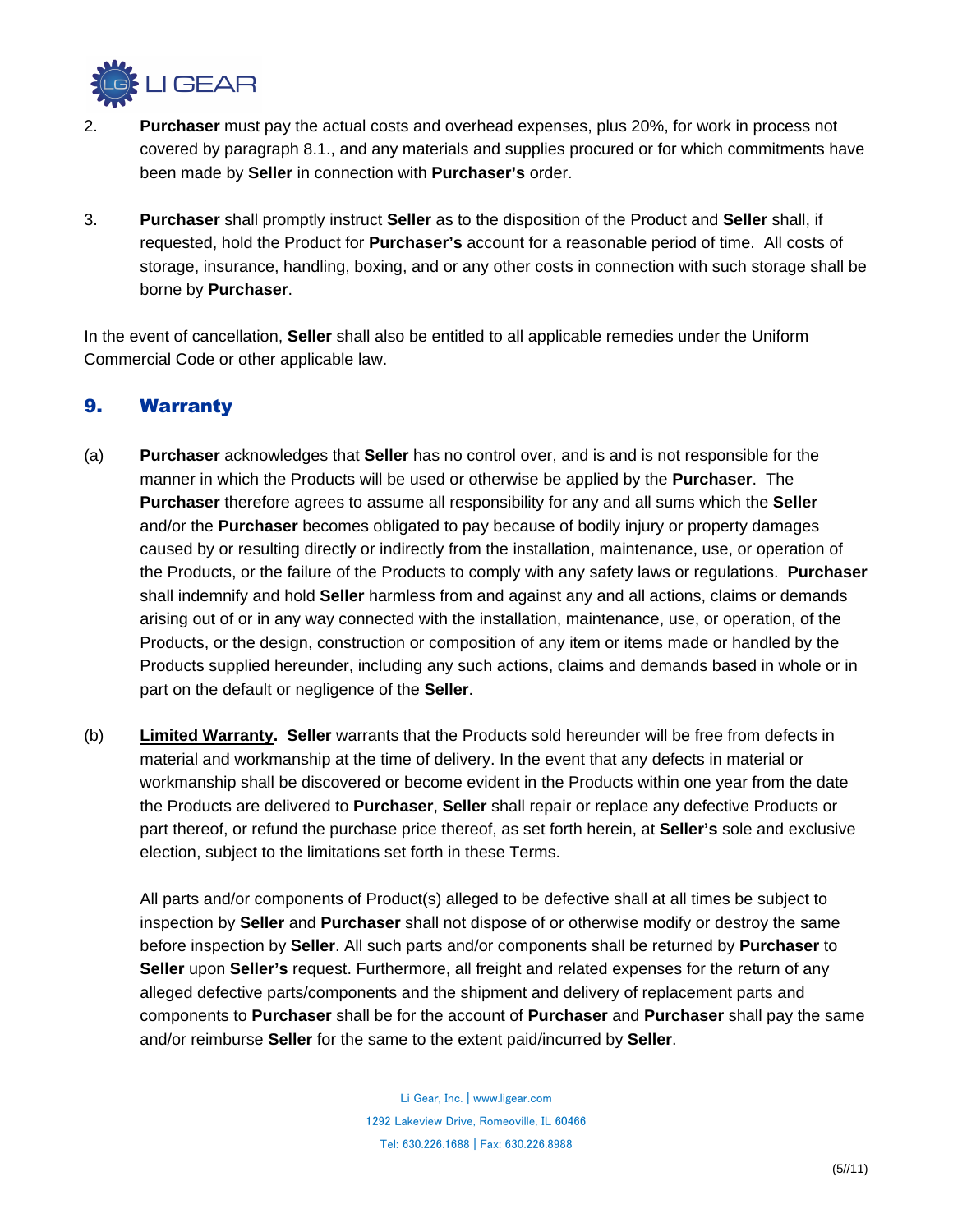2. **Purchaser** must pay the actual costs and overhead expenses, plus 20%, for work in process not covered by paragraph 8.1., and any materials and supplies procured or for which commitments have been made by **Seller** in connection with **Purchaser's** order.

3. **Purchaser** shall promptly instruct **Seller** as to the disposition of the Product and **Seller** shall, if requested, hold the Product for **Purchaser's** account for a reasonable period of time. All costs of storage, insurance, handling, boxing, and or any other costs in connection with such storage shall be borne by **Purchaser**.

In the event of cancellation, **Seller** shall also be entitled to all applicable remedies under the Uniform Commercial Code or other applicable law.

## 9. Warranty

(a) **Purchaser** acknowledges that **Seller** has no control over, and is and is not responsible for the manner in which the Products will be used or otherwise be applied by the **Purchaser**. The **Purchaser** therefore agrees to assume all responsibility for any and all sums which the **Seller** and/or the **Purchaser** becomes obligated to pay because of bodily injury or property damages caused by or resulting directly or indirectly from the installation, maintenance, use, or operation of the Products, or the failure of the Products to comply with any safety laws or regulations. **Purchaser** shall indemnify and hold **Seller** harmless from and against any and all actions, claims or demands arising out of or in any way connected with the installation, maintenance, use, or operation, of the Products, or the design, construction or composition of any item or items made or handled by the Products supplied hereunder, including any such actions, claims and demands based in whole or in part on the default or negligence of the **Seller**.

(b) **Limited Warranty. Seller** warrants that the Products sold hereunder will be free from defects in material and workmanship at the time of delivery. In the event that any defects in material or workmanship shall be discovered or become evident in the Products within one year from the date the Products are delivered to **Purchaser**, **Seller** shall repair or replace any defective Products or part thereof, or refund the purchase price thereof, as set forth herein, at **Seller's** sole and exclusive election, subject to the limitations set forth in these Terms.

All parts and/or components of Product(s) alleged to be defective shall at all times be subject to inspection by **Seller** and **Purchaser** shall not dispose of or otherwise modify or destroy the same before inspection by **Seller**. All such parts and/or components shall be returned by **Purchaser** to **Seller** upon **Seller's** request. Furthermore, all freight and related expenses for the return of any alleged defective parts/components and the shipment and delivery of replacement parts and components to **Purchaser** shall be for the account of **Purchaser** and **Purchaser** shall pay the same and/or reimburse **Seller** for the same to the extent paid/incurred by **Seller**.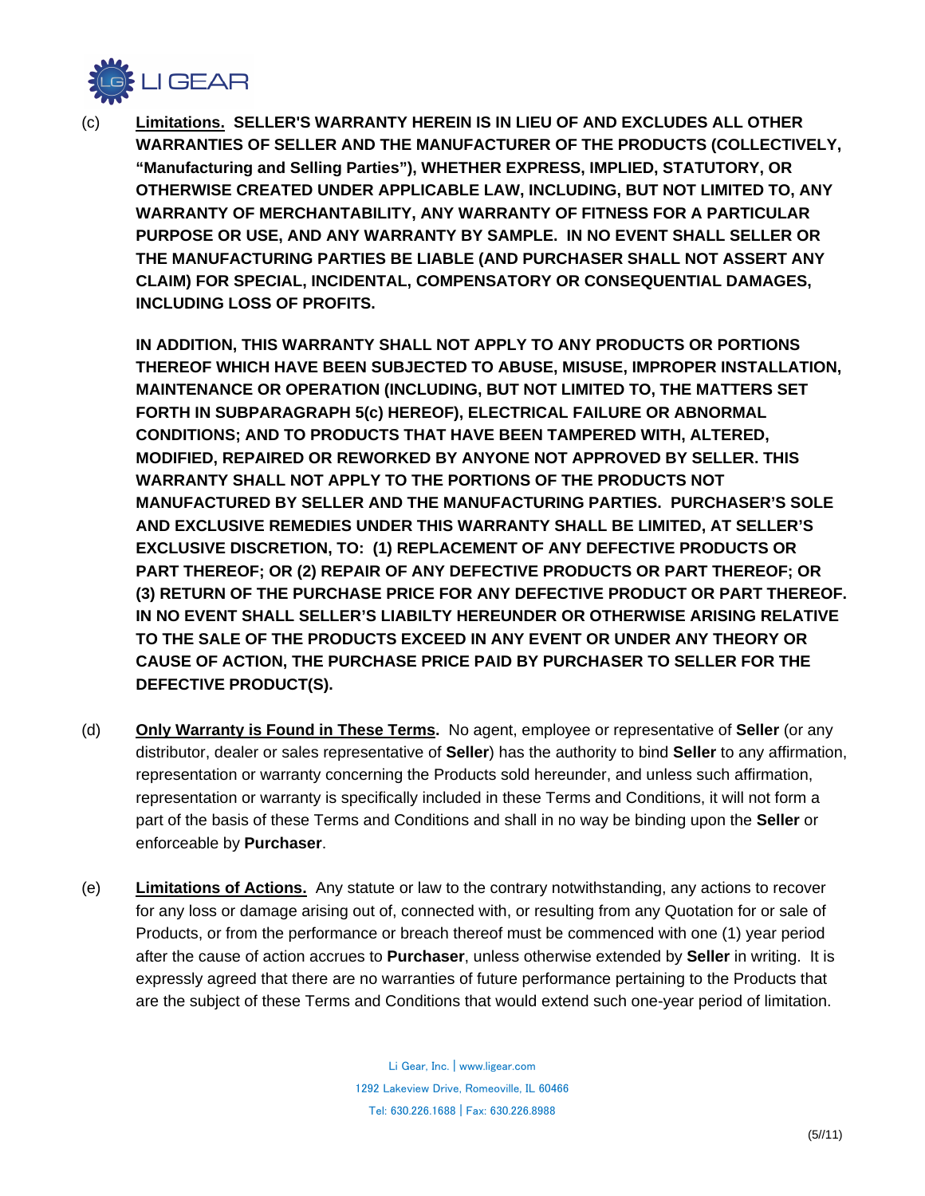(c) **<u>Limitations.</u> SELLER'S WARRANTY HEREIN IS IN LIEU OF AND EXCLUDES ALL OTHER WARRANTIES OF SELLER AND THE MANUFACTURER OF THE PRODUCTS (COLLECTIVELY, "Manufacturing and Selling Parties"), WHETHER EXPRESS, IMPLIED, STATUTORY, OR OTHERWISE CREATED UNDER APPLICABLE LAW, INCLUDING, BUT NOT LIMITED TO, ANY WARRANTY OF MERCHANTABILITY, ANY WARRANTY OF FITNESS FOR A PARTICULAR PURPOSE OR USE, AND ANY WARRANTY BY SAMPLE. IN NO EVENT SHALL SELLER OR THE MANUFACTURING PARTIES BE LIABLE (AND PURCHASER SHALL NOT ASSERT ANY CLAIM) FOR SPECIAL, INCIDENTAL, COMPENSATORY OR CONSEQUENTIAL DAMAGES, INCLUDING LOSS OF PROFITS.**

**IN ADDITION, THIS WARRANTY SHALL NOT APPLY TO ANY PRODUCTS OR PORTIONS THEREOF WHICH HAVE BEEN SUBJECTED TO ABUSE, MISUSE, IMPROPER INSTALLATION, MAINTENANCE OR OPERATION (INCLUDING, BUT NOT LIMITED TO, THE MATTERS SET FORTH IN SUBPARAGRAPH 5(c) HEREOF), ELECTRICAL FAILURE OR ABNORMAL CONDITIONS; AND TO PRODUCTS THAT HAVE BEEN TAMPERED WITH, ALTERED, MODIFIED, REPAIRED OR REWORKED BY ANYONE NOT APPROVED BY SELLER. THIS WARRANTY SHALL NOT APPLY TO THE PORTIONS OF THE PRODUCTS NOT MANUFACTURED BY SELLER AND THE MANUFACTURING PARTIES. PURCHASER'S SOLE AND EXCLUSIVE REMEDIES UNDER THIS WARRANTY SHALL BE LIMITED, AT SELLER'S EXCLUSIVE DISCRETION, TO: (1) REPLACEMENT OF ANY DEFECTIVE PRODUCTS OR PART THEREOF; OR (2) REPAIR OF ANY DEFECTIVE PRODUCTS OR PART THEREOF; OR (3) RETURN OF THE PURCHASE PRICE FOR ANY DEFECTIVE PRODUCT OR PART THEREOF. IN NO EVENT SHALL SELLER'S LIABILTY HEREUNDER OR OTHERWISE ARISING RELATIVE TO THE SALE OF THE PRODUCTS EXCEED IN ANY EVENT OR UNDER ANY THEORY OR CAUSE OF ACTION, THE PURCHASE PRICE PAID BY PURCHASER TO SELLER FOR THE DEFECTIVE PRODUCT(S).**

(d) **<u>Only Warranty is Found in These Terms</u>.** No agent, employee or representative of **Seller** (or any distributor, dealer or sales representative of **Seller**) has the authority to bind **Seller** to any affirmation, representation or warranty concerning the Products sold hereunder, and unless such affirmation, representation or warranty is specifically included in these Terms and Conditions, it will not form a part of the basis of these Terms and Conditions and shall in no way be binding upon the **Seller** or enforceable by **Purchaser**.

(e) **<u>Limitations of Actions.</u>** Any statute or law to the contrary notwithstanding, any actions to recover for any loss or damage arising out of, connected with, or resulting from any Quotation for or sale of Products, or from the performance or breach thereof must be commenced with one (1) year period after the cause of action accrues to **Purchaser**, unless otherwise extended by **Seller** in writing. It is expressly agreed that there are no warranties of future performance pertaining to the Products that are the subject of these Terms and Conditions that would extend such one-year period of limitation.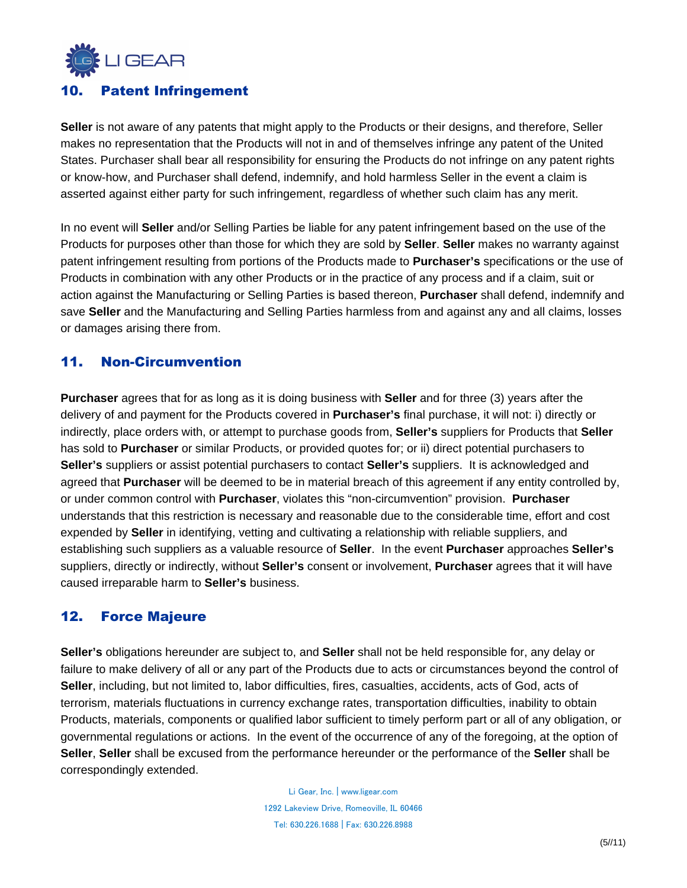## 10. Patent Infringement

**Seller** is not aware of any patents that might apply to the Products or their designs, and therefore, Seller makes no representation that the Products will not in and of themselves infringe any patent of the United States. Purchaser shall bear all responsibility for ensuring the Products do not infringe on any patent rights or know-how, and Purchaser shall defend, indemnify, and hold harmless Seller in the event a claim is asserted against either party for such infringement, regardless of whether such claim has any merit.

In no event will **Seller** and/or Selling Parties be liable for any patent infringement based on the use of the Products for purposes other than those for which they are sold by **Seller**. **Seller** makes no warranty against patent infringement resulting from portions of the Products made to **Purchaser's** specifications or the use of Products in combination with any other Products or in the practice of any process and if a claim, suit or action against the Manufacturing or Selling Parties is based thereon, **Purchaser** shall defend, indemnify and save **Seller** and the Manufacturing and Selling Parties harmless from and against any and all claims, losses or damages arising there from.

## 11. Non-Circumvention

**Purchaser** agrees that for as long as it is doing business with **Seller** and for three (3) years after the delivery of and payment for the Products covered in **Purchaser's** final purchase, it will not: i) directly or indirectly, place orders with, or attempt to purchase goods from, **Seller's** suppliers for Products that **Seller** has sold to **Purchaser** or similar Products, or provided quotes for; or ii) direct potential purchasers to **Seller's** suppliers or assist potential purchasers to contact **Seller's** suppliers. It is acknowledged and agreed that **Purchaser** will be deemed to be in material breach of this agreement if any entity controlled by, or under common control with **Purchaser**, violates this "non-circumvention" provision. **Purchaser** understands that this restriction is necessary and reasonable due to the considerable time, effort and cost expended by **Seller** in identifying, vetting and cultivating a relationship with reliable suppliers, and establishing such suppliers as a valuable resource of **Seller**. In the event **Purchaser** approaches **Seller's** suppliers, directly or indirectly, without **Seller's** consent or involvement, **Purchaser** agrees that it will have caused irreparable harm to **Seller's** business.

## 12. Force Majeure

**Seller's** obligations hereunder are subject to, and **Seller** shall not be held responsible for, any delay or failure to make delivery of all or any part of the Products due to acts or circumstances beyond the control of **Seller**, including, but not limited to, labor difficulties, fires, casualties, accidents, acts of God, acts of terrorism, materials fluctuations in currency exchange rates, transportation difficulties, inability to obtain Products, materials, components or qualified labor sufficient to timely perform part or all of any obligation, or governmental regulations or actions. In the event of the occurrence of any of the foregoing, at the option of **Seller**, **Seller** shall be excused from the performance hereunder or the performance of the **Seller** shall be correspondingly extended.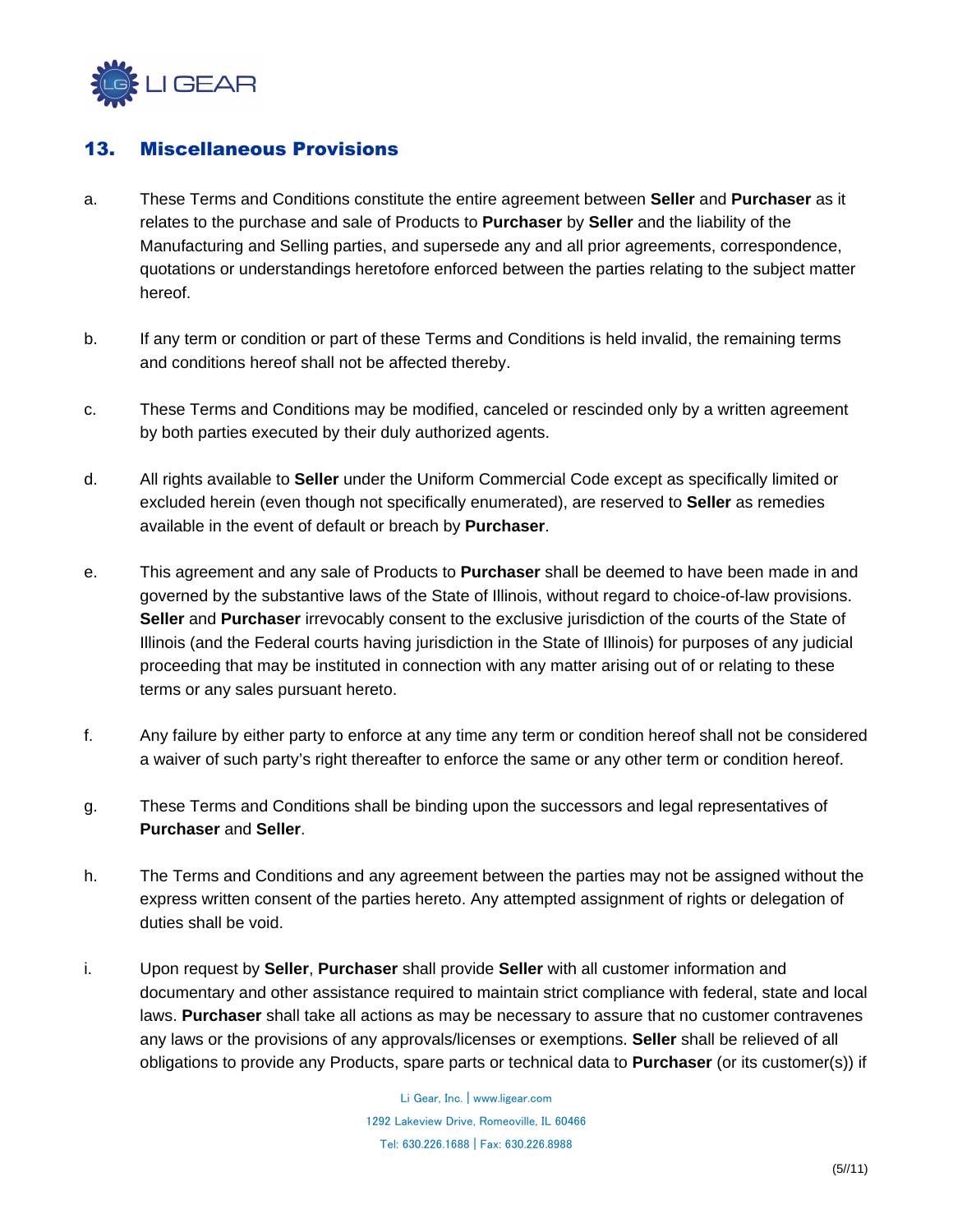## 13. Miscellaneous Provisions

a. These Terms and Conditions constitute the entire agreement between **Seller** and **Purchaser** as it relates to the purchase and sale of Products to **Purchaser** by **Seller** and the liability of the Manufacturing and Selling parties, and supersede any and all prior agreements, correspondence, quotations or understandings heretofore enforced between the parties relating to the subject matter hereof.

b. If any term or condition or part of these Terms and Conditions is held invalid, the remaining terms and conditions hereof shall not be affected thereby.

c. These Terms and Conditions may be modified, canceled or rescinded only by a written agreement by both parties executed by their duly authorized agents.

d. All rights available to **Seller** under the Uniform Commercial Code except as specifically limited or excluded herein (even though not specifically enumerated), are reserved to **Seller** as remedies available in the event of default or breach by **Purchaser**.

e. This agreement and any sale of Products to **Purchaser** shall be deemed to have been made in and governed by the substantive laws of the State of Illinois, without regard to choice-of-law provisions. **Seller** and **Purchaser** irrevocably consent to the exclusive jurisdiction of the courts of the State of Illinois (and the Federal courts having jurisdiction in the State of Illinois) for purposes of any judicial proceeding that may be instituted in connection with any matter arising out of or relating to these terms or any sales pursuant hereto.

f. Any failure by either party to enforce at any time any term or condition hereof shall not be considered a waiver of such party's right thereafter to enforce the same or any other term or condition hereof.

g. These Terms and Conditions shall be binding upon the successors and legal representatives of **Purchaser** and **Seller**.

h. The Terms and Conditions and any agreement between the parties may not be assigned without the express written consent of the parties hereto. Any attempted assignment of rights or delegation of duties shall be void.

i. Upon request by **Seller**, **Purchaser** shall provide **Seller** with all customer information and documentary and other assistance required to maintain strict compliance with federal, state and local laws. **Purchaser** shall take all actions as may be necessary to assure that no customer contravenes any laws or the provisions of any approvals/licenses or exemptions. **Seller** shall be relieved of all obligations to provide any Products, spare parts or technical data to **Purchaser** (or its customer(s)) if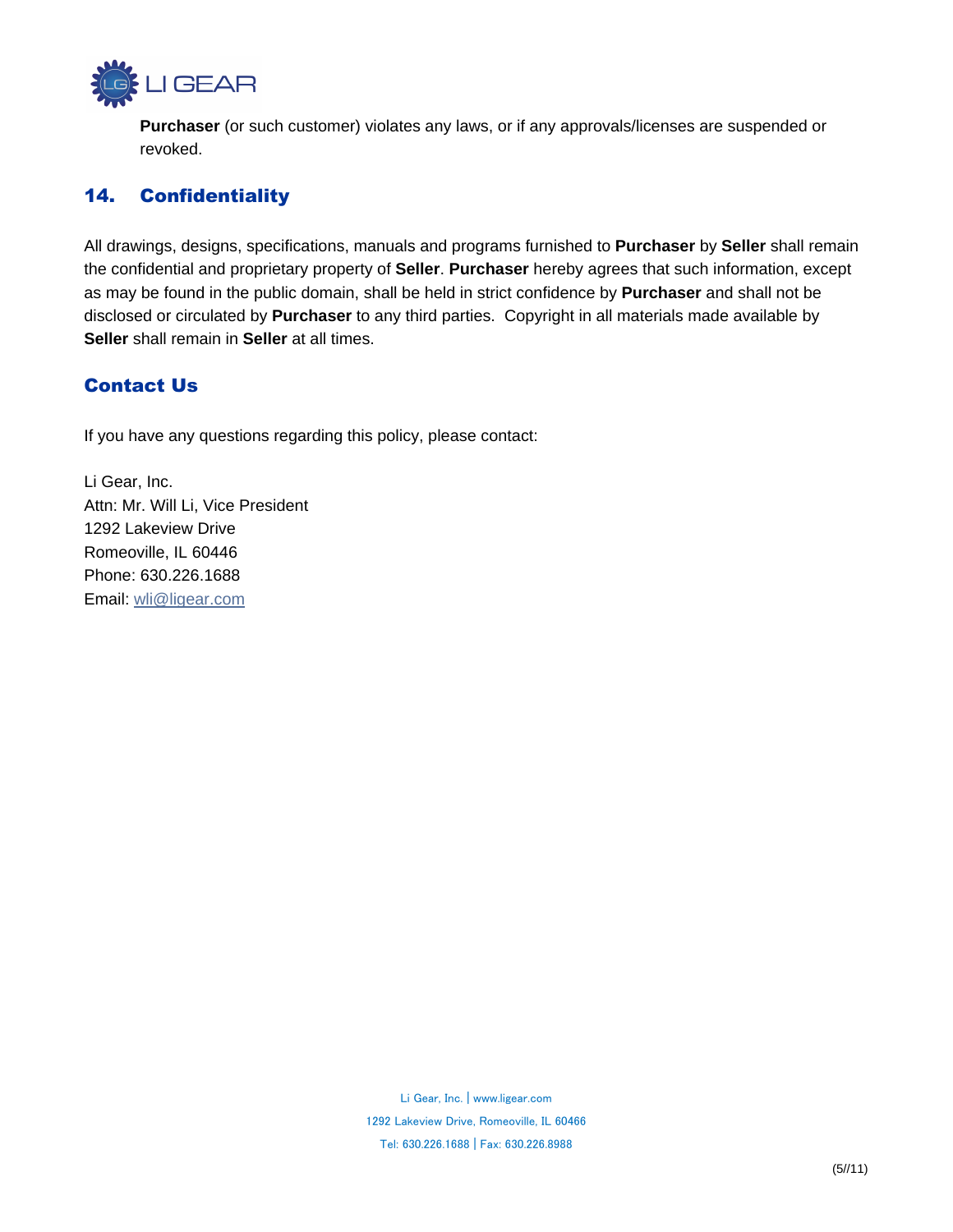**Purchaser** (or such customer) violates any laws, or if any approvals/licenses are suspended or revoked.

## 14. Confidentiality

All drawings, designs, specifications, manuals and programs furnished to **Purchaser** by **Seller** shall remain the confidential and proprietary property of **Seller**. **Purchaser** hereby agrees that such information, except as may be found in the public domain, shall be held in strict confidence by **Purchaser** and shall not be disclosed or circulated by **Purchaser** to any third parties. Copyright in all materials made available by **Seller** shall remain in **Seller** at all times.

## Contact Us

If you have any questions regarding this policy, please contact:

Li Gear, Inc.
Attn: Mr. Will Li, Vice President
1292 Lakeview Drive
Romeoville, IL 60446
Phone: 630.226.1688
Email: wli@ligear.com